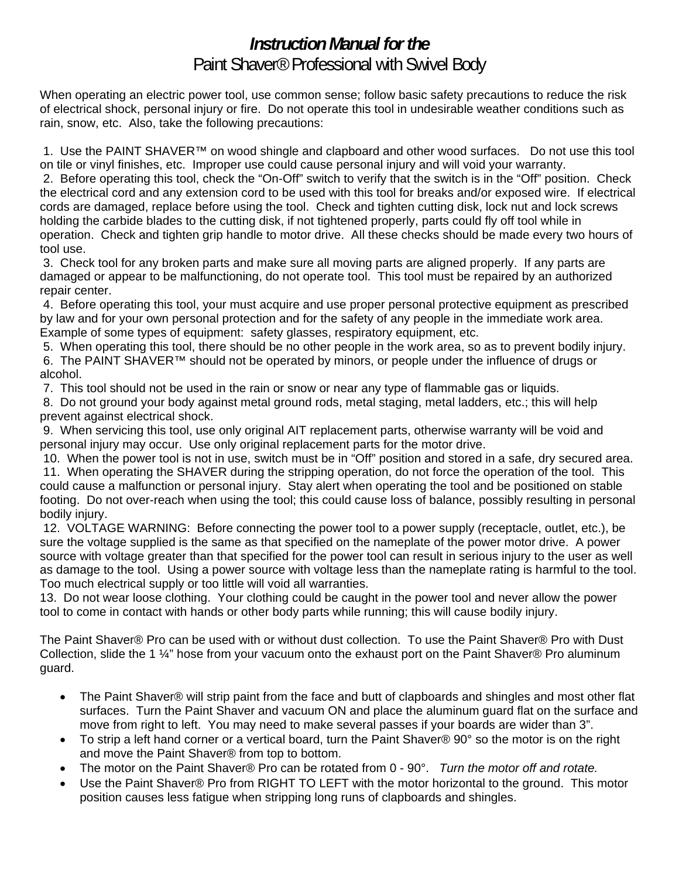# *Instruction Manual for the*
# Paint Shaver® Professional with Swivel Body

When operating an electric power tool, use common sense; follow basic safety precautions to reduce the risk of electrical shock, personal injury or fire. Do not operate this tool in undesirable weather conditions such as rain, snow, etc. Also, take the following precautions:

1. Use the PAINT SHAVER™ on wood shingle and clapboard and other wood surfaces. Do not use this tool on tile or vinyl finishes, etc. Improper use could cause personal injury and will void your warranty.
2. Before operating this tool, check the "On-Off" switch to verify that the switch is in the "Off" position. Check the electrical cord and any extension cord to be used with this tool for breaks and/or exposed wire. If electrical cords are damaged, replace before using the tool. Check and tighten cutting disk, lock nut and lock screws holding the carbide blades to the cutting disk, if not tightened properly, parts could fly off tool while in operation. Check and tighten grip handle to motor drive. All these checks should be made every two hours of tool use.
3. Check tool for any broken parts and make sure all moving parts are aligned properly. If any parts are damaged or appear to be malfunctioning, do not operate tool. This tool must be repaired by an authorized repair center.
4. Before operating this tool, your must acquire and use proper personal protective equipment as prescribed by law and for your own personal protection and for the safety of any people in the immediate work area. Example of some types of equipment: safety glasses, respiratory equipment, etc.
5. When operating this tool, there should be no other people in the work area, so as to prevent bodily injury.
6. The PAINT SHAVER™ should not be operated by minors, or people under the influence of drugs or alcohol.
7. This tool should not be used in the rain or snow or near any type of flammable gas or liquids.
8. Do not ground your body against metal ground rods, metal staging, metal ladders, etc.; this will help prevent against electrical shock.
9. When servicing this tool, use only original AIT replacement parts, otherwise warranty will be void and personal injury may occur. Use only original replacement parts for the motor drive.
10. When the power tool is not in use, switch must be in "Off" position and stored in a safe, dry secured area.
11. When operating the SHAVER during the stripping operation, do not force the operation of the tool. This could cause a malfunction or personal injury. Stay alert when operating the tool and be positioned on stable footing. Do not over-reach when using the tool; this could cause loss of balance, possibly resulting in personal bodily injury.
12. VOLTAGE WARNING: Before connecting the power tool to a power supply (receptacle, outlet, etc.), be sure the voltage supplied is the same as that specified on the nameplate of the power motor drive. A power source with voltage greater than that specified for the power tool can result in serious injury to the user as well as damage to the tool. Using a power source with voltage less than the nameplate rating is harmful to the tool. Too much electrical supply or too little will void all warranties.
13. Do not wear loose clothing. Your clothing could be caught in the power tool and never allow the power tool to come in contact with hands or other body parts while running; this will cause bodily injury.

The Paint Shaver® Pro can be used with or without dust collection. To use the Paint Shaver® Pro with Dust Collection, slide the 1 ¼" hose from your vacuum onto the exhaust port on the Paint Shaver® Pro aluminum guard.

- The Paint Shaver® will strip paint from the face and butt of clapboards and shingles and most other flat surfaces. Turn the Paint Shaver and vacuum ON and place the aluminum guard flat on the surface and move from right to left. You may need to make several passes if your boards are wider than 3".
- To strip a left hand corner or a vertical board, turn the Paint Shaver® 90° so the motor is on the right and move the Paint Shaver® from top to bottom.
- The motor on the Paint Shaver® Pro can be rotated from 0 - 90°. *Turn the motor off and rotate.*
- Use the Paint Shaver® Pro from RIGHT TO LEFT with the motor horizontal to the ground. This motor position causes less fatigue when stripping long runs of clapboards and shingles.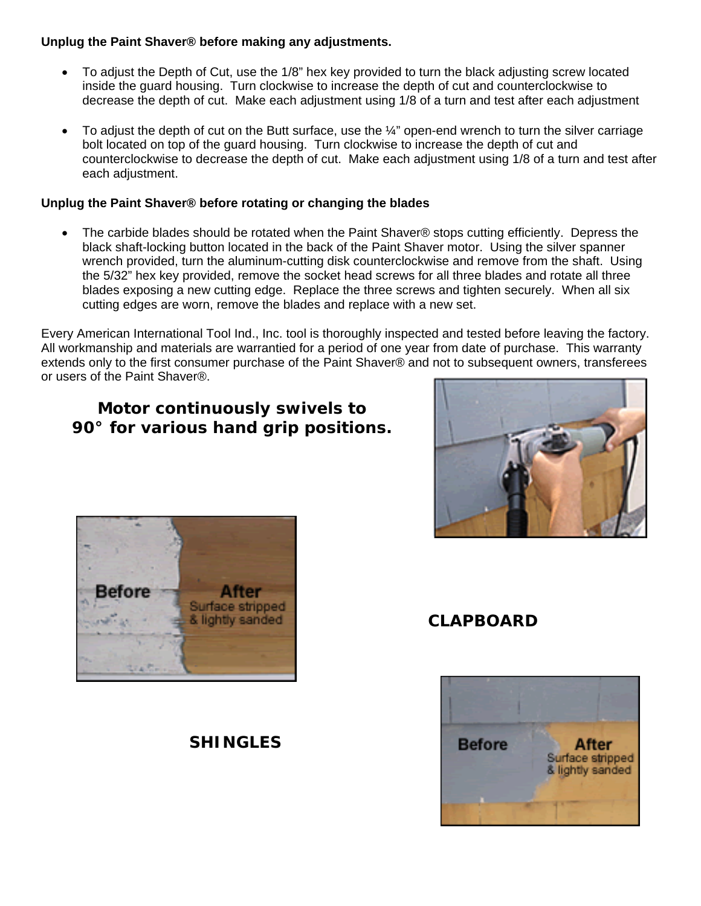**Unplug the Paint Shaver® before making any adjustments.**

- To adjust the Depth of Cut, use the 1/8" hex key provided to turn the black adjusting screw located inside the guard housing. Turn clockwise to increase the depth of cut and counterclockwise to decrease the depth of cut. Make each adjustment using 1/8 of a turn and test after each adjustment

- To adjust the depth of cut on the Butt surface, use the ¼" open-end wrench to turn the silver carriage bolt located on top of the guard housing. Turn clockwise to increase the depth of cut and counterclockwise to decrease the depth of cut. Make each adjustment using 1/8 of a turn and test after each adjustment.

**Unplug the Paint Shaver® before rotating or changing the blades**

- The carbide blades should be rotated when the Paint Shaver® stops cutting efficiently. Depress the black shaft-locking button located in the back of the Paint Shaver motor. Using the silver spanner wrench provided, turn the aluminum-cutting disk counterclockwise and remove from the shaft. Using the 5/32" hex key provided, remove the socket head screws for all three blades and rotate all three blades exposing a new cutting edge. Replace the three screws and tighten securely. When all six cutting edges are worn, remove the blades and replace with a new set.

Every American International Tool Ind., Inc. tool is thoroughly inspected and tested before leaving the factory. All workmanship and materials are warrantied for a period of one year from date of purchase. This warranty extends only to the first consumer purchase of the Paint Shaver® and not to subsequent owners, transferees or users of the Paint Shaver®.

**Motor continuously swivels to 90° for various hand grip positions.**

Before

After

Surface stripped & lightly sanded

**CLAPBOARD**

**SHINGLES**

Before

After

Surface stripped & lightly sanded